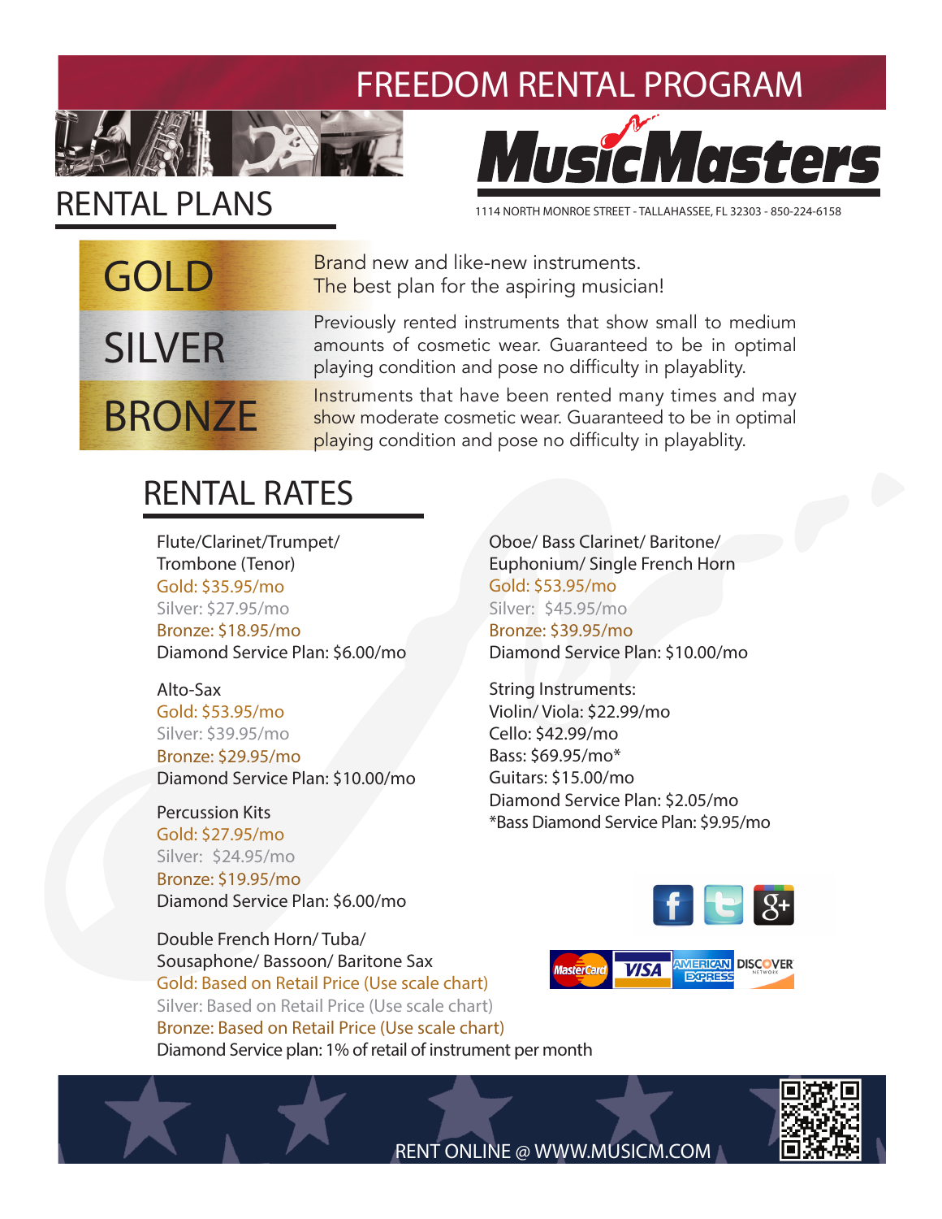# FREEDOM RENTAL PROGRAM

MusicMasters

1114 NORTH MONROE STREET - TALLAHASSEE, FL 32303 - 850-224-6158

## RENTAL PLANS

**GOLD** — Brand new and like-new instruments. The best plan for the aspiring musician!

**SILVER** — Previously rented instruments that show small to medium amounts of cosmetic wear. Guaranteed to be in optimal playing condition and pose no difficulty in playablity.

**BRONZE** — Instruments that have been rented many times and may show moderate cosmetic wear. Guaranteed to be in optimal playing condition and pose no difficulty in playablity.

## RENTAL RATES

Flute/Clarinet/Trumpet/ Trombone (Tenor)
Gold: $35.95/mo
Silver: $27.95/mo
Bronze: $18.95/mo
Diamond Service Plan: $6.00/mo

Alto-Sax
Gold: $53.95/mo
Silver: $39.95/mo
Bronze: $29.95/mo
Diamond Service Plan: $10.00/mo

Percussion Kits
Gold: $27.95/mo
Silver: $24.95/mo
Bronze: $19.95/mo
Diamond Service Plan: $6.00/mo

Double French Horn/ Tuba/ Sousaphone/ Bassoon/ Baritone Sax
Gold: Based on Retail Price (Use scale chart)
Silver: Based on Retail Price (Use scale chart)
Bronze: Based on Retail Price (Use scale chart)
Diamond Service plan: 1% of retail of instrument per month

Oboe/ Bass Clarinet/ Baritone/ Euphonium/ Single French Horn
Gold: $53.95/mo
Silver: $45.95/mo
Bronze: $39.95/mo
Diamond Service Plan: $10.00/mo

String Instruments:
Violin/ Viola: $22.99/mo
Cello: $42.99/mo
Bass: $69.95/mo*
Guitars: $15.00/mo
Diamond Service Plan: $2.05/mo
*Bass Diamond Service Plan: $9.95/mo

RENT ONLINE @ WWW.MUSICM.COM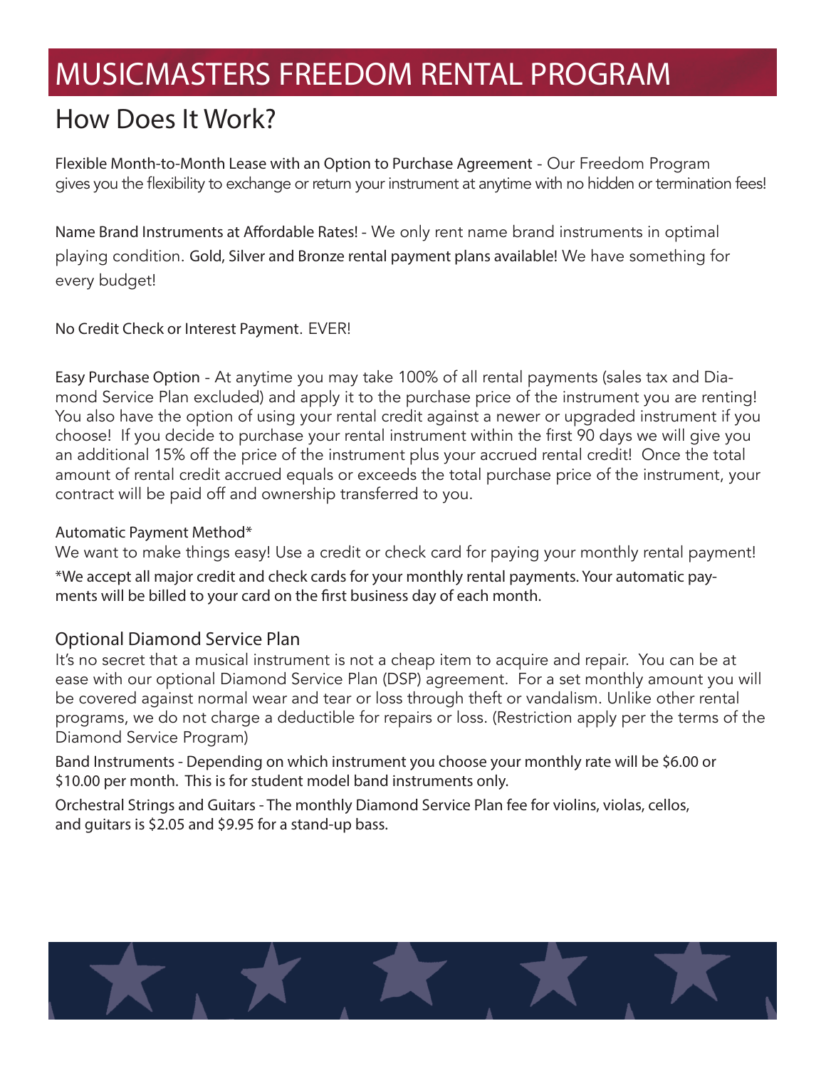# MUSICMASTERS FREEDOM RENTAL PROGRAM

## How Does It Work?

Flexible Month-to-Month Lease with an Option to Purchase Agreement - Our Freedom Program gives you the flexibility to exchange or return your instrument at anytime with no hidden or termination fees!

Name Brand Instruments at Affordable Rates! - We only rent name brand instruments in optimal playing condition. Gold, Silver and Bronze rental payment plans available! We have something for every budget!

No Credit Check or Interest Payment. EVER!

Easy Purchase Option - At anytime you may take 100% of all rental payments (sales tax and Diamond Service Plan excluded) and apply it to the purchase price of the instrument you are renting! You also have the option of using your rental credit against a newer or upgraded instrument if you choose! If you decide to purchase your rental instrument within the first 90 days we will give you an additional 15% off the price of the instrument plus your accrued rental credit! Once the total amount of rental credit accrued equals or exceeds the total purchase price of the instrument, your contract will be paid off and ownership transferred to you.

Automatic Payment Method*

We want to make things easy! Use a credit or check card for paying your monthly rental payment!

*We accept all major credit and check cards for your monthly rental payments. Your automatic payments will be billed to your card on the first business day of each month.

### Optional Diamond Service Plan

It's no secret that a musical instrument is not a cheap item to acquire and repair. You can be at ease with our optional Diamond Service Plan (DSP) agreement. For a set monthly amount you will be covered against normal wear and tear or loss through theft or vandalism. Unlike other rental programs, we do not charge a deductible for repairs or loss. (Restriction apply per the terms of the Diamond Service Program)

Band Instruments - Depending on which instrument you choose your monthly rate will be $6.00 or $10.00 per month. This is for student model band instruments only.

Orchestral Strings and Guitars - The monthly Diamond Service Plan fee for violins, violas, cellos, and guitars is $2.05 and $9.95 for a stand-up bass.